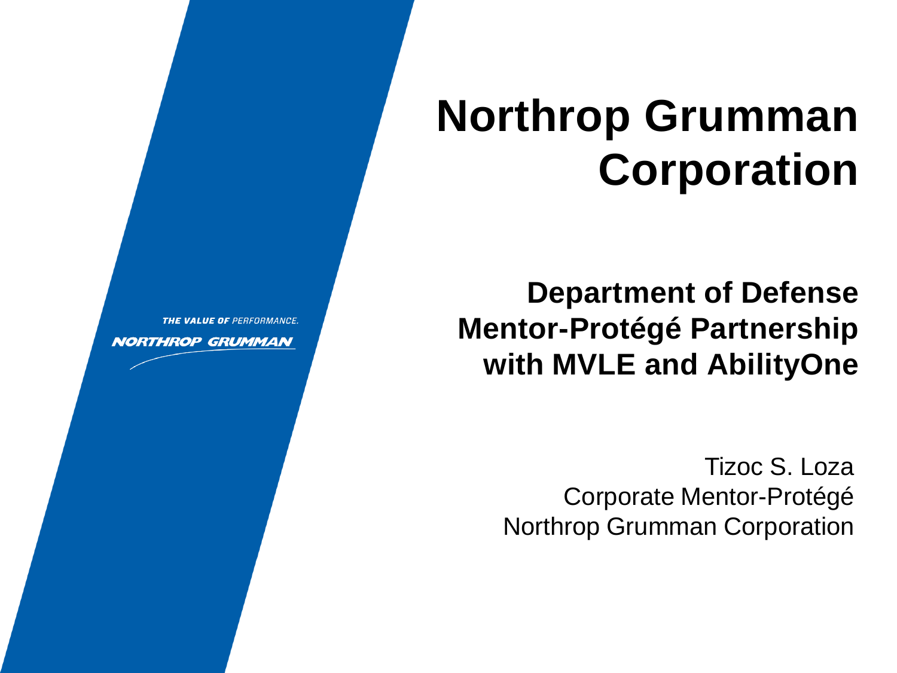THE VALUE OF PERFORMANCE.

NORTHROP GRUMMAN

# Northrop Grumman Corporation

## Department of Defense Mentor-Protégé Partnership with MVLE and AbilityOne

Tizoc S. Loza
Corporate Mentor-Protégé
Northrop Grumman Corporation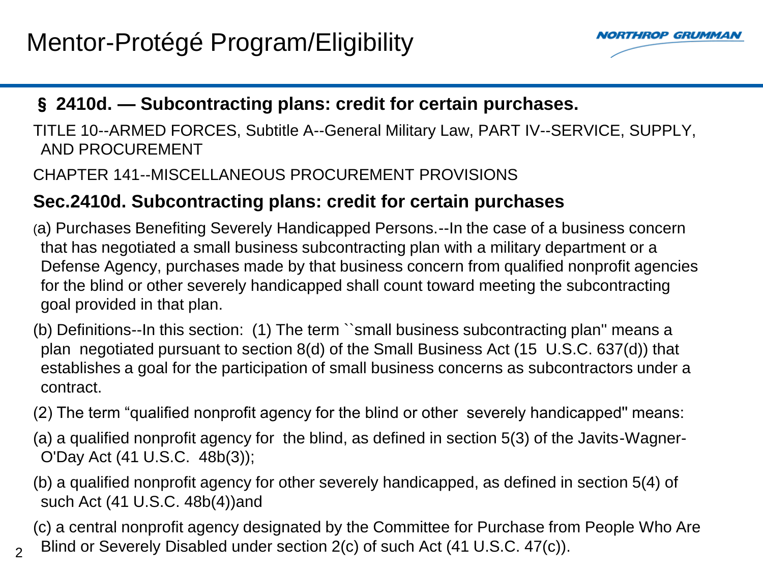# Mentor-Protégé Program/Eligibility

## § 2410d. — Subcontracting plans: credit for certain purchases.

TITLE 10--ARMED FORCES, Subtitle A--General Military Law, PART IV--SERVICE, SUPPLY, AND PROCUREMENT

CHAPTER 141--MISCELLANEOUS PROCUREMENT PROVISIONS

### Sec.2410d. Subcontracting plans: credit for certain purchases

(a) Purchases Benefiting Severely Handicapped Persons.--In the case of a business concern that has negotiated a small business subcontracting plan with a military department or a Defense Agency, purchases made by that business concern from qualified nonprofit agencies for the blind or other severely handicapped shall count toward meeting the subcontracting goal provided in that plan.

(b) Definitions--In this section: (1) The term ``small business subcontracting plan'' means a plan negotiated pursuant to section 8(d) of the Small Business Act (15 U.S.C. 637(d)) that establishes a goal for the participation of small business concerns as subcontractors under a contract.

(2) The term "qualified nonprofit agency for the blind or other severely handicapped'' means:

(a) a qualified nonprofit agency for the blind, as defined in section 5(3) of the Javits-Wagner-O'Day Act (41 U.S.C. 48b(3));

(b) a qualified nonprofit agency for other severely handicapped, as defined in section 5(4) of such Act (41 U.S.C. 48b(4))and

(c) a central nonprofit agency designated by the Committee for Purchase from People Who Are Blind or Severely Disabled under section 2(c) of such Act (41 U.S.C. 47(c)).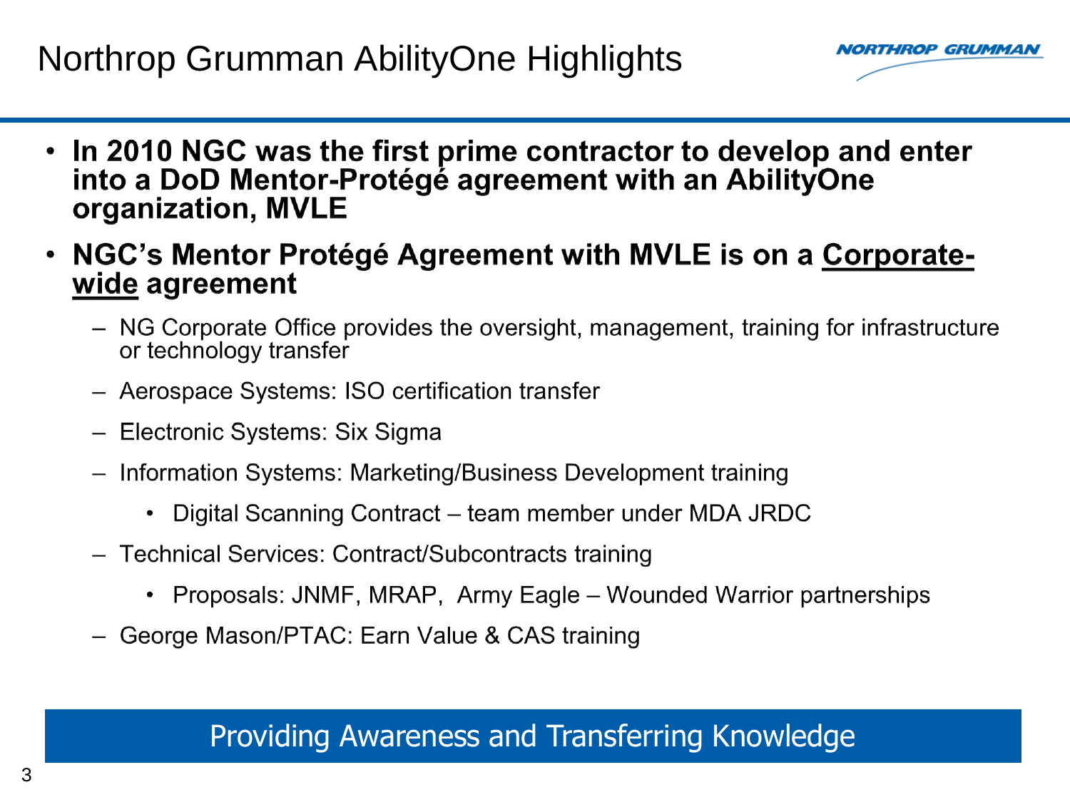# Northrop Grumman AbilityOne Highlights

- **In 2010 NGC was the first prime contractor to develop and enter into a DoD Mentor-Protégé agreement with an AbilityOne organization, MVLE**
- **NGC's Mentor Protégé Agreement with MVLE is on a <u>Corporate-wide</u> agreement**
  - NG Corporate Office provides the oversight, management, training for infrastructure or technology transfer
  - Aerospace Systems: ISO certification transfer
  - Electronic Systems: Six Sigma
  - Information Systems: Marketing/Business Development training
    - Digital Scanning Contract – team member under MDA JRDC
  - Technical Services: Contract/Subcontracts training
    - Proposals: JNMF, MRAP, Army Eagle – Wounded Warrior partnerships
  - George Mason/PTAC: Earn Value & CAS training

Providing Awareness and Transferring Knowledge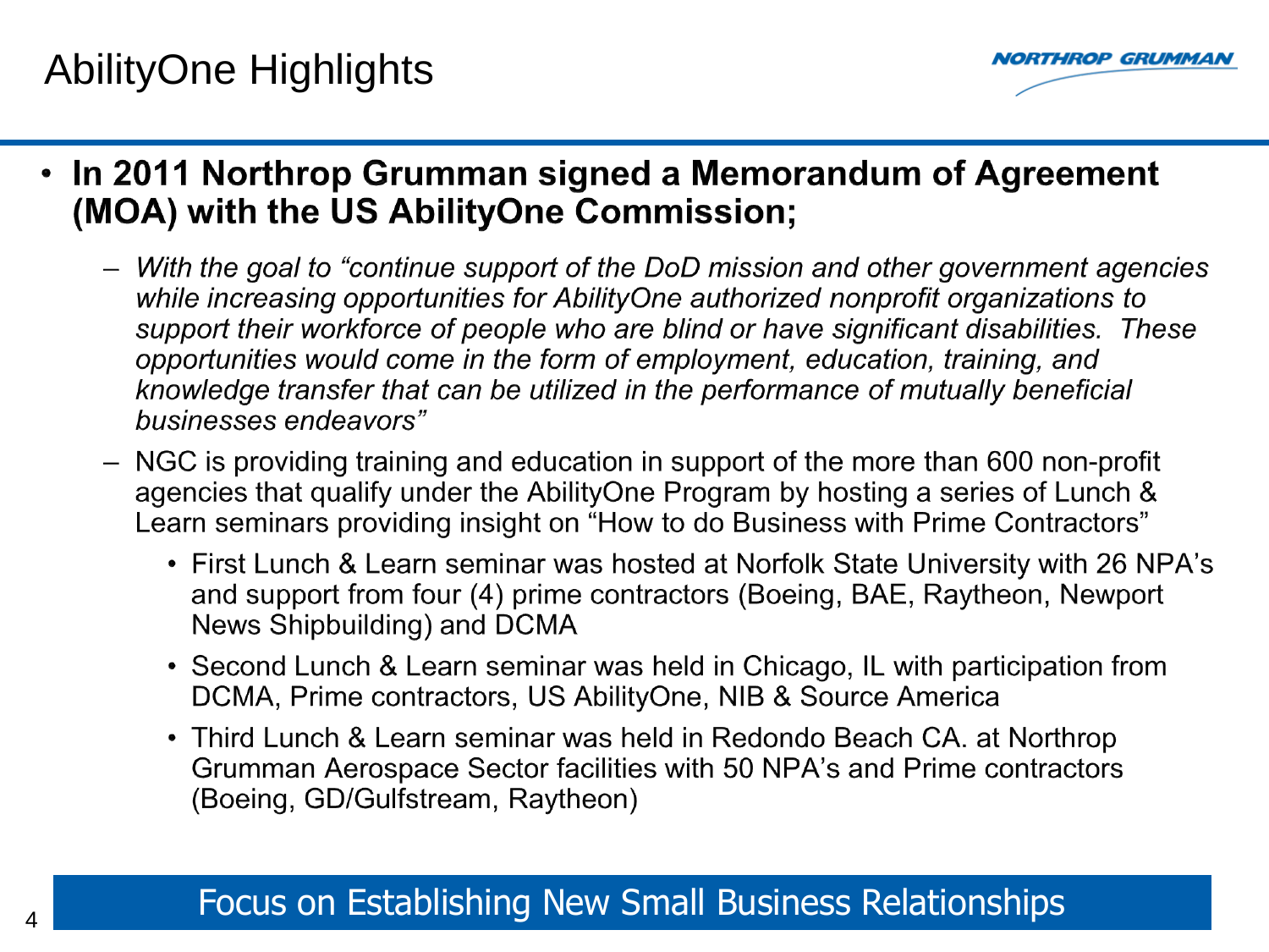# AbilityOne Highlights

- **In 2011 Northrop Grumman signed a Memorandum of Agreement (MOA) with the US AbilityOne Commission;**
  - *With the goal to "continue support of the DoD mission and other government agencies while increasing opportunities for AbilityOne authorized nonprofit organizations to support their workforce of people who are blind or have significant disabilities. These opportunities would come in the form of employment, education, training, and knowledge transfer that can be utilized in the performance of mutually beneficial businesses endeavors"*
  - NGC is providing training and education in support of the more than 600 non-profit agencies that qualify under the AbilityOne Program by hosting a series of Lunch & Learn seminars providing insight on "How to do Business with Prime Contractors"
    - First Lunch & Learn seminar was hosted at Norfolk State University with 26 NPA's and support from four (4) prime contractors (Boeing, BAE, Raytheon, Newport News Shipbuilding) and DCMA
    - Second Lunch & Learn seminar was held in Chicago, IL with participation from DCMA, Prime contractors, US AbilityOne, NIB & Source America
    - Third Lunch & Learn seminar was held in Redondo Beach CA. at Northrop Grumman Aerospace Sector facilities with 50 NPA's and Prime contractors (Boeing, GD/Gulfstream, Raytheon)

Focus on Establishing New Small Business Relationships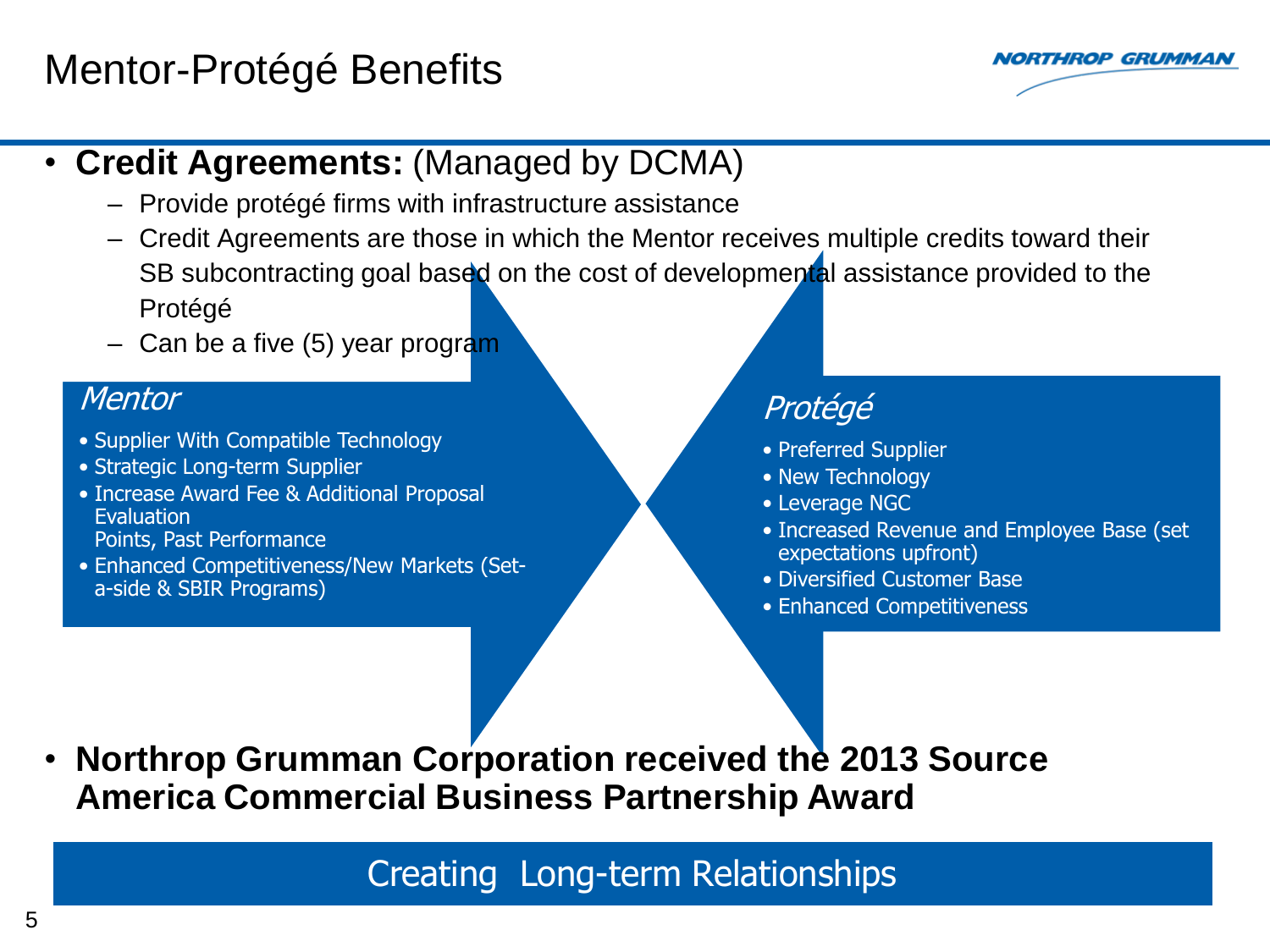# Mentor-Protégé Benefits

- **Credit Agreements:** (Managed by DCMA)
  - Provide protégé firms with infrastructure assistance
  - Credit Agreements are those in which the Mentor receives multiple credits toward their SB subcontracting goal based on the cost of developmental assistance provided to the Protégé
  - Can be a five (5) year program

### *Mentor*

- Supplier With Compatible Technology
- Strategic Long-term Supplier
- Increase Award Fee & Additional Proposal Evaluation Points, Past Performance
- Enhanced Competitiveness/New Markets (Set-a-side & SBIR Programs)

### *Protégé*

- Preferred Supplier
- New Technology
- Leverage NGC
- Increased Revenue and Employee Base (set expectations upfront)
- Diversified Customer Base
- Enhanced Competitiveness

- **Northrop Grumman Corporation received the 2013 Source America Commercial Business Partnership Award**

Creating Long-term Relationships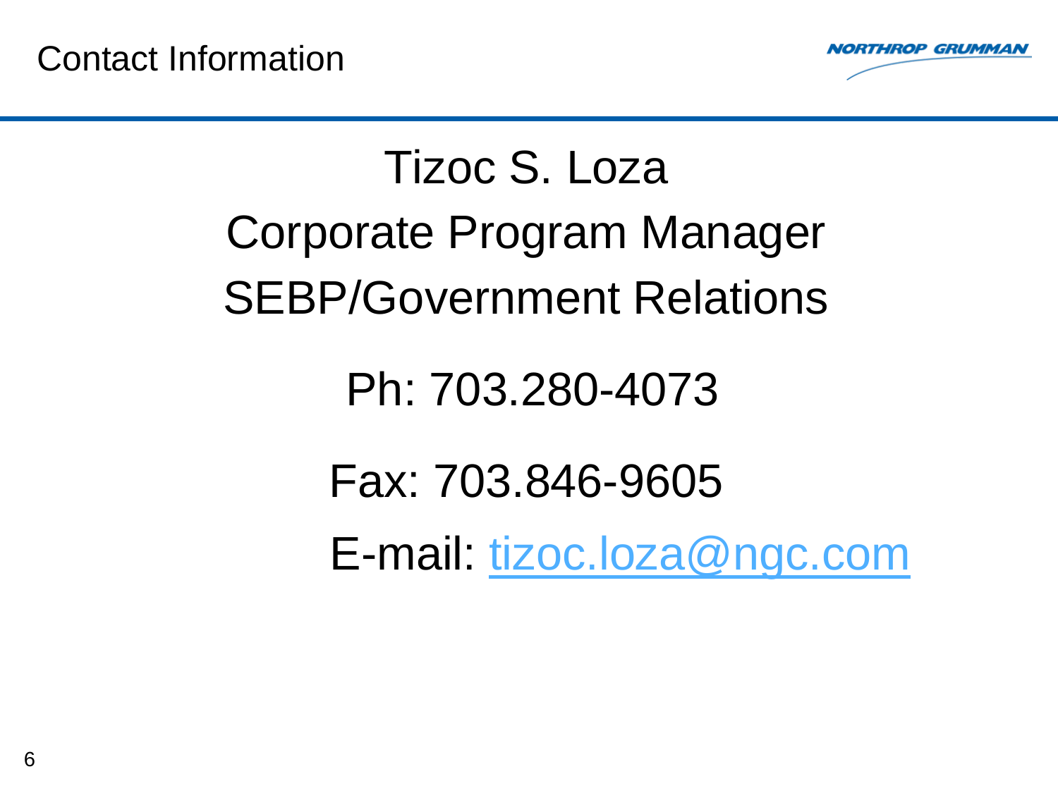# Contact Information

Tizoc S. Loza

Corporate Program Manager

SEBP/Government Relations

Ph: 703.280-4073

Fax: 703.846-9605

E-mail: tizoc.loza@ngc.com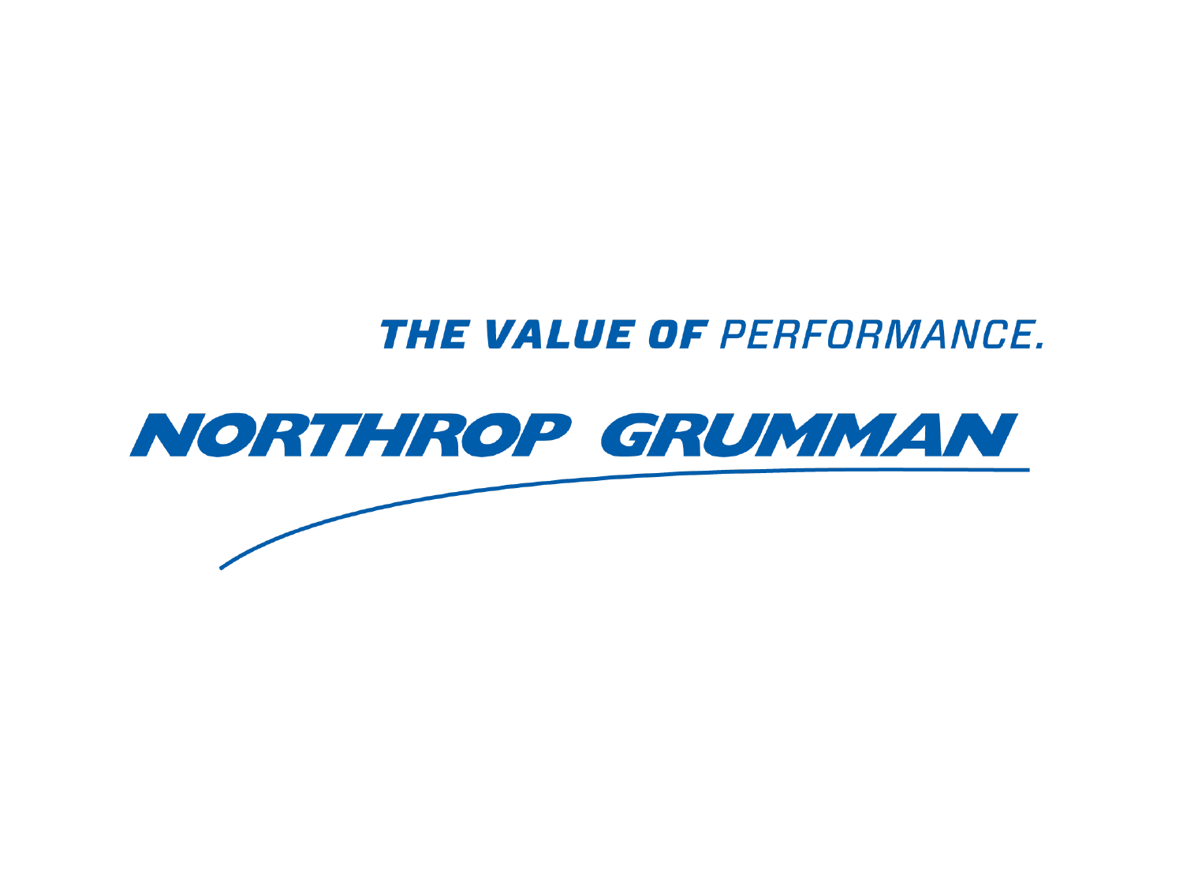THE VALUE OF PERFORMANCE.

NORTHROP GRUMMAN